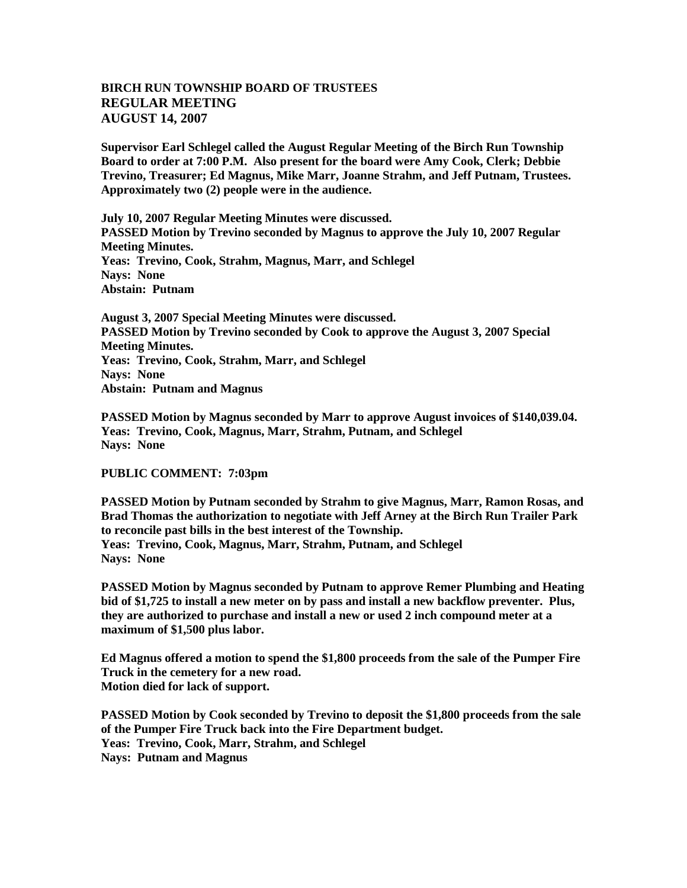# BIRCH RUN TOWNSHIP BOARD OF TRUSTEES
## REGULAR MEETING
## AUGUST 14, 2007

**Supervisor Earl Schlegel called the August Regular Meeting of the Birch Run Township Board to order at 7:00 P.M. Also present for the board were Amy Cook, Clerk; Debbie Trevino, Treasurer; Ed Magnus, Mike Marr, Joanne Strahm, and Jeff Putnam, Trustees. Approximately two (2) people were in the audience.**

**July 10, 2007 Regular Meeting Minutes were discussed.**
**PASSED Motion by Trevino seconded by Magnus to approve the July 10, 2007 Regular Meeting Minutes.**
**Yeas: Trevino, Cook, Strahm, Magnus, Marr, and Schlegel**
**Nays: None**
**Abstain: Putnam**

**August 3, 2007 Special Meeting Minutes were discussed.**
**PASSED Motion by Trevino seconded by Cook to approve the August 3, 2007 Special Meeting Minutes.**
**Yeas: Trevino, Cook, Strahm, Marr, and Schlegel**
**Nays: None**
**Abstain: Putnam and Magnus**

**PASSED Motion by Magnus seconded by Marr to approve August invoices of $140,039.04.**
**Yeas: Trevino, Cook, Magnus, Marr, Strahm, Putnam, and Schlegel**
**Nays: None**

**PUBLIC COMMENT: 7:03pm**

**PASSED Motion by Putnam seconded by Strahm to give Magnus, Marr, Ramon Rosas, and Brad Thomas the authorization to negotiate with Jeff Arney at the Birch Run Trailer Park to reconcile past bills in the best interest of the Township.**
**Yeas: Trevino, Cook, Magnus, Marr, Strahm, Putnam, and Schlegel**
**Nays: None**

**PASSED Motion by Magnus seconded by Putnam to approve Remer Plumbing and Heating bid of $1,725 to install a new meter on by pass and install a new backflow preventer. Plus, they are authorized to purchase and install a new or used 2 inch compound meter at a maximum of $1,500 plus labor.**

**Ed Magnus offered a motion to spend the $1,800 proceeds from the sale of the Pumper Fire Truck in the cemetery for a new road.**
**Motion died for lack of support.**

**PASSED Motion by Cook seconded by Trevino to deposit the $1,800 proceeds from the sale of the Pumper Fire Truck back into the Fire Department budget.**
**Yeas: Trevino, Cook, Marr, Strahm, and Schlegel**
**Nays: Putnam and Magnus**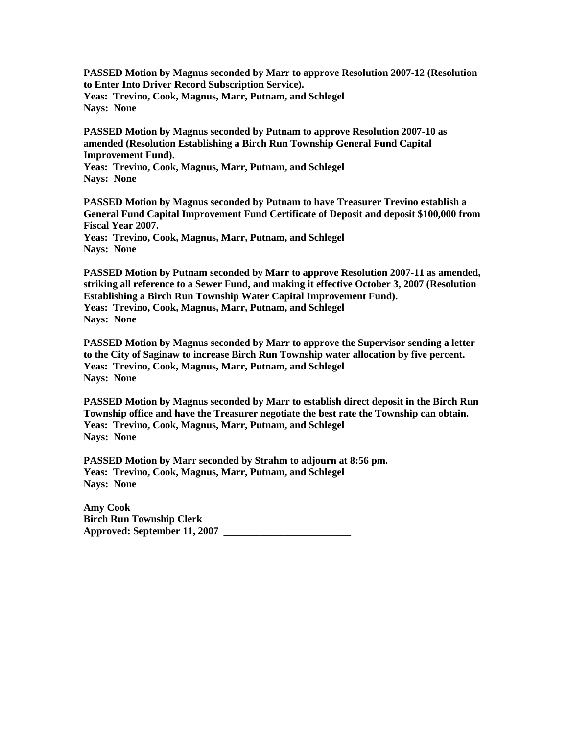**PASSED Motion by Magnus seconded by Marr to approve Resolution 2007-12 (Resolution to Enter Into Driver Record Subscription Service).**
**Yeas: Trevino, Cook, Magnus, Marr, Putnam, and Schlegel**
**Nays: None**

**PASSED Motion by Magnus seconded by Putnam to approve Resolution 2007-10 as amended (Resolution Establishing a Birch Run Township General Fund Capital Improvement Fund).**
**Yeas: Trevino, Cook, Magnus, Marr, Putnam, and Schlegel**
**Nays: None**

**PASSED Motion by Magnus seconded by Putnam to have Treasurer Trevino establish a General Fund Capital Improvement Fund Certificate of Deposit and deposit $100,000 from Fiscal Year 2007.**
**Yeas: Trevino, Cook, Magnus, Marr, Putnam, and Schlegel**
**Nays: None**

**PASSED Motion by Putnam seconded by Marr to approve Resolution 2007-11 as amended, striking all reference to a Sewer Fund, and making it effective October 3, 2007 (Resolution Establishing a Birch Run Township Water Capital Improvement Fund).**
**Yeas: Trevino, Cook, Magnus, Marr, Putnam, and Schlegel**
**Nays: None**

**PASSED Motion by Magnus seconded by Marr to approve the Supervisor sending a letter to the City of Saginaw to increase Birch Run Township water allocation by five percent.**
**Yeas: Trevino, Cook, Magnus, Marr, Putnam, and Schlegel**
**Nays: None**

**PASSED Motion by Magnus seconded by Marr to establish direct deposit in the Birch Run Township office and have the Treasurer negotiate the best rate the Township can obtain.**
**Yeas: Trevino, Cook, Magnus, Marr, Putnam, and Schlegel**
**Nays: None**

**PASSED Motion by Marr seconded by Strahm to adjourn at 8:56 pm.**
**Yeas: Trevino, Cook, Magnus, Marr, Putnam, and Schlegel**
**Nays: None**

**Amy Cook**
**Birch Run Township Clerk**
**Approved: September 11, 2007 _________________________**